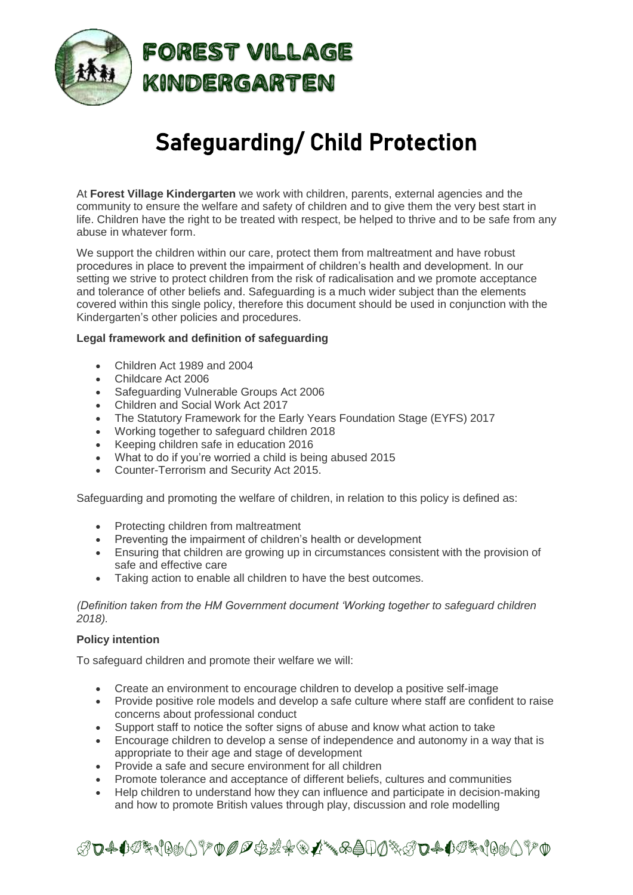# FOREST VILLAGE KINDERGARTEN

# Safeguarding/ Child Protection

At **Forest Village Kindergarten** we work with children, parents, external agencies and the community to ensure the welfare and safety of children and to give them the very best start in life. Children have the right to be treated with respect, be helped to thrive and to be safe from any abuse in whatever form.

We support the children within our care, protect them from maltreatment and have robust procedures in place to prevent the impairment of children's health and development. In our setting we strive to protect children from the risk of radicalisation and we promote acceptance and tolerance of other beliefs and. Safeguarding is a much wider subject than the elements covered within this single policy, therefore this document should be used in conjunction with the Kindergarten's other policies and procedures.

**Legal framework and definition of safeguarding**

- Children Act 1989 and 2004
- Childcare Act 2006
- Safeguarding Vulnerable Groups Act 2006
- Children and Social Work Act 2017
- The Statutory Framework for the Early Years Foundation Stage (EYFS) 2017
- Working together to safeguard children 2018
- Keeping children safe in education 2016
- What to do if you're worried a child is being abused 2015
- Counter-Terrorism and Security Act 2015.

Safeguarding and promoting the welfare of children, in relation to this policy is defined as:

- Protecting children from maltreatment
- Preventing the impairment of children's health or development
- Ensuring that children are growing up in circumstances consistent with the provision of safe and effective care
- Taking action to enable all children to have the best outcomes.

*(Definition taken from the HM Government document 'Working together to safeguard children 2018).*

**Policy intention**

To safeguard children and promote their welfare we will:

- Create an environment to encourage children to develop a positive self-image
- Provide positive role models and develop a safe culture where staff are confident to raise concerns about professional conduct
- Support staff to notice the softer signs of abuse and know what action to take
- Encourage children to develop a sense of independence and autonomy in a way that is appropriate to their age and stage of development
- Provide a safe and secure environment for all children
- Promote tolerance and acceptance of different beliefs, cultures and communities
- Help children to understand how they can influence and participate in decision-making and how to promote British values through play, discussion and role modelling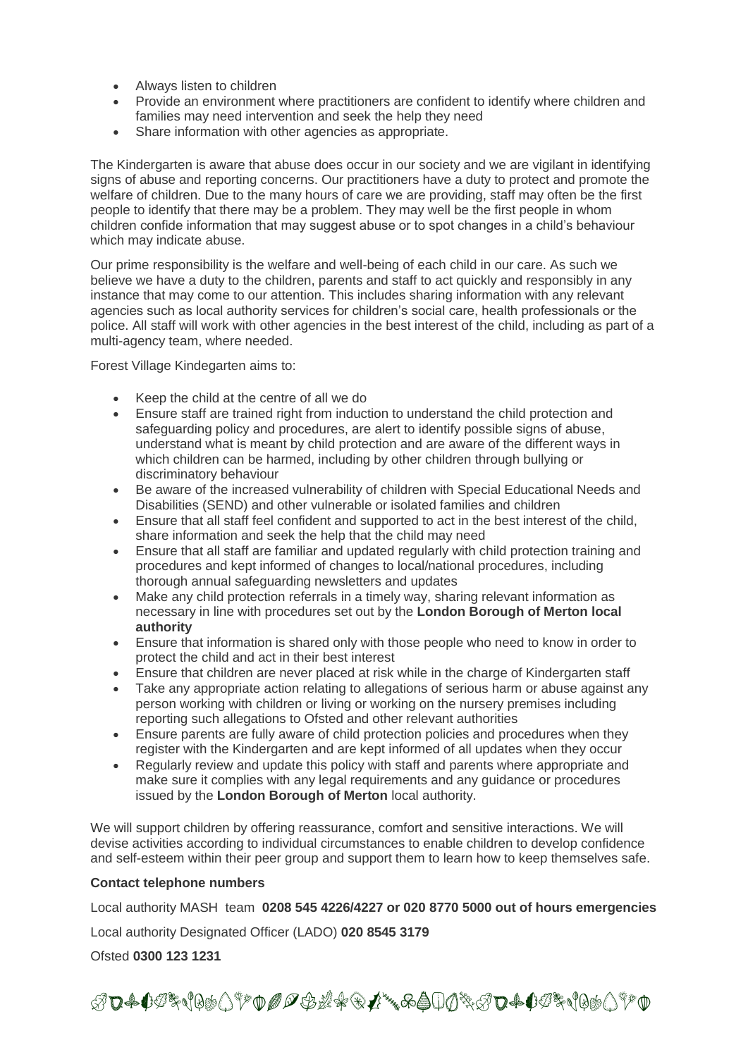- Always listen to children
- Provide an environment where practitioners are confident to identify where children and families may need intervention and seek the help they need
- Share information with other agencies as appropriate.

The Kindergarten is aware that abuse does occur in our society and we are vigilant in identifying signs of abuse and reporting concerns. Our practitioners have a duty to protect and promote the welfare of children. Due to the many hours of care we are providing, staff may often be the first people to identify that there may be a problem. They may well be the first people in whom children confide information that may suggest abuse or to spot changes in a child's behaviour which may indicate abuse.

Our prime responsibility is the welfare and well-being of each child in our care. As such we believe we have a duty to the children, parents and staff to act quickly and responsibly in any instance that may come to our attention. This includes sharing information with any relevant agencies such as local authority services for children's social care, health professionals or the police. All staff will work with other agencies in the best interest of the child, including as part of a multi-agency team, where needed.

Forest Village Kindegarten aims to:

- Keep the child at the centre of all we do
- Ensure staff are trained right from induction to understand the child protection and safeguarding policy and procedures, are alert to identify possible signs of abuse, understand what is meant by child protection and are aware of the different ways in which children can be harmed, including by other children through bullying or discriminatory behaviour
- Be aware of the increased vulnerability of children with Special Educational Needs and Disabilities (SEND) and other vulnerable or isolated families and children
- Ensure that all staff feel confident and supported to act in the best interest of the child, share information and seek the help that the child may need
- Ensure that all staff are familiar and updated regularly with child protection training and procedures and kept informed of changes to local/national procedures, including thorough annual safeguarding newsletters and updates
- Make any child protection referrals in a timely way, sharing relevant information as necessary in line with procedures set out by the **London Borough of Merton local authority**
- Ensure that information is shared only with those people who need to know in order to protect the child and act in their best interest
- Ensure that children are never placed at risk while in the charge of Kindergarten staff
- Take any appropriate action relating to allegations of serious harm or abuse against any person working with children or living or working on the nursery premises including reporting such allegations to Ofsted and other relevant authorities
- Ensure parents are fully aware of child protection policies and procedures when they register with the Kindergarten and are kept informed of all updates when they occur
- Regularly review and update this policy with staff and parents where appropriate and make sure it complies with any legal requirements and any guidance or procedures issued by the **London Borough of Merton** local authority.

We will support children by offering reassurance, comfort and sensitive interactions. We will devise activities according to individual circumstances to enable children to develop confidence and self-esteem within their peer group and support them to learn how to keep themselves safe.

**Contact telephone numbers**

Local authority MASH team **0208 545 4226/4227 or 020 8770 5000 out of hours emergencies**

Local authority Designated Officer (LADO) **020 8545 3179**

Ofsted **0300 123 1231**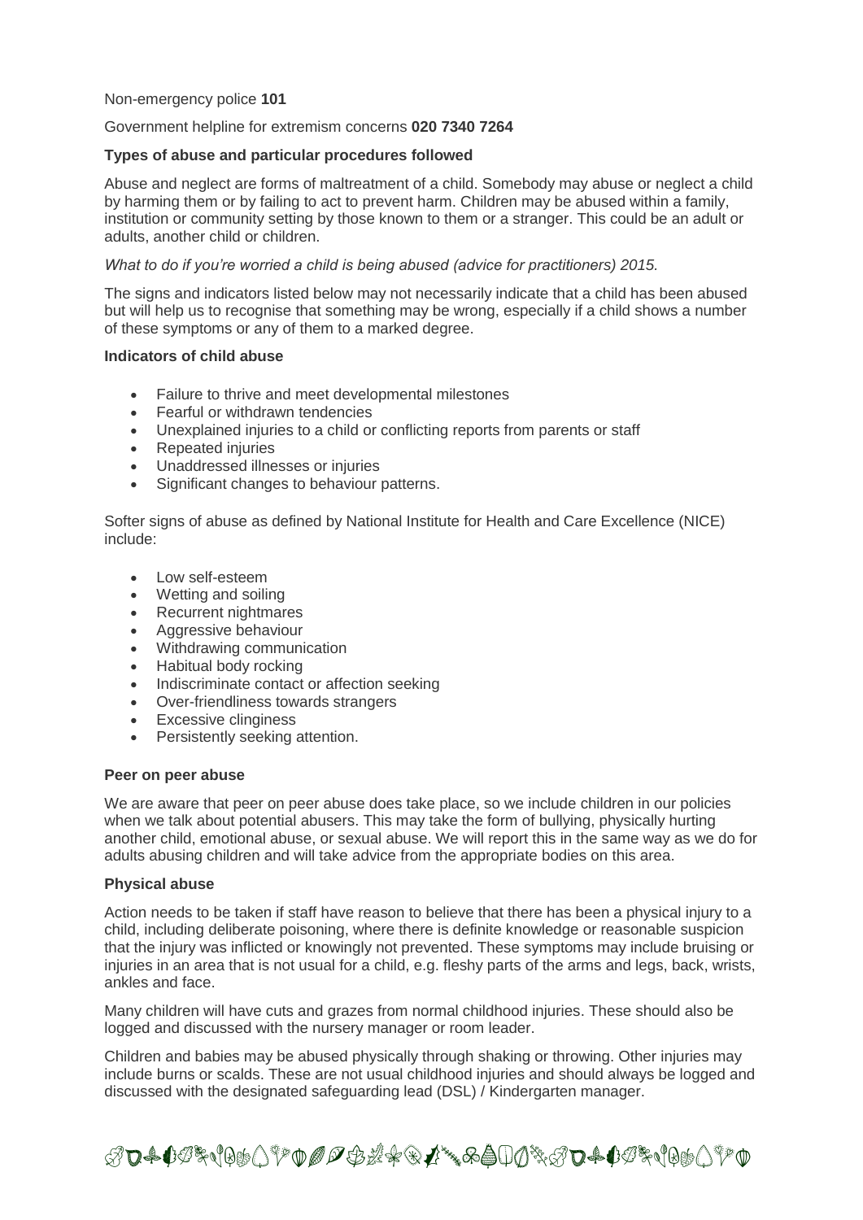Non-emergency police **101**

Government helpline for extremism concerns **020 7340 7264**

**Types of abuse and particular procedures followed**

Abuse and neglect are forms of maltreatment of a child. Somebody may abuse or neglect a child by harming them or by failing to act to prevent harm. Children may be abused within a family, institution or community setting by those known to them or a stranger. This could be an adult or adults, another child or children.

*What to do if you're worried a child is being abused (advice for practitioners) 2015.*

The signs and indicators listed below may not necessarily indicate that a child has been abused but will help us to recognise that something may be wrong, especially if a child shows a number of these symptoms or any of them to a marked degree.

**Indicators of child abuse**

- Failure to thrive and meet developmental milestones
- Fearful or withdrawn tendencies
- Unexplained injuries to a child or conflicting reports from parents or staff
- Repeated injuries
- Unaddressed illnesses or injuries
- Significant changes to behaviour patterns.

Softer signs of abuse as defined by National Institute for Health and Care Excellence (NICE) include:

- Low self-esteem
- Wetting and soiling
- Recurrent nightmares
- Aggressive behaviour
- Withdrawing communication
- Habitual body rocking
- Indiscriminate contact or affection seeking
- Over-friendliness towards strangers
- Excessive clinginess
- Persistently seeking attention.

**Peer on peer abuse**

We are aware that peer on peer abuse does take place, so we include children in our policies when we talk about potential abusers. This may take the form of bullying, physically hurting another child, emotional abuse, or sexual abuse. We will report this in the same way as we do for adults abusing children and will take advice from the appropriate bodies on this area.

**Physical abuse**

Action needs to be taken if staff have reason to believe that there has been a physical injury to a child, including deliberate poisoning, where there is definite knowledge or reasonable suspicion that the injury was inflicted or knowingly not prevented. These symptoms may include bruising or injuries in an area that is not usual for a child, e.g. fleshy parts of the arms and legs, back, wrists, ankles and face.

Many children will have cuts and grazes from normal childhood injuries. These should also be logged and discussed with the nursery manager or room leader.

Children and babies may be abused physically through shaking or throwing. Other injuries may include burns or scalds. These are not usual childhood injuries and should always be logged and discussed with the designated safeguarding lead (DSL) / Kindergarten manager.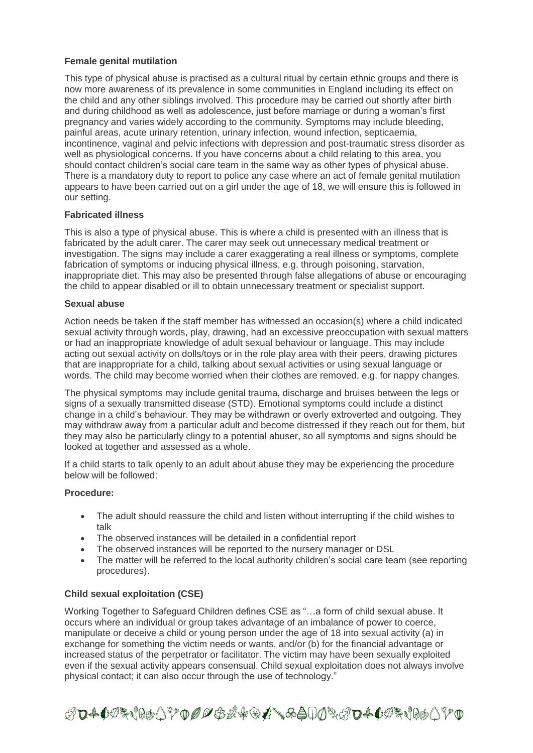**Female genital mutilation**

This type of physical abuse is practised as a cultural ritual by certain ethnic groups and there is now more awareness of its prevalence in some communities in England including its effect on the child and any other siblings involved. This procedure may be carried out shortly after birth and during childhood as well as adolescence, just before marriage or during a woman's first pregnancy and varies widely according to the community. Symptoms may include bleeding, painful areas, acute urinary retention, urinary infection, wound infection, septicaemia, incontinence, vaginal and pelvic infections with depression and post-traumatic stress disorder as well as physiological concerns. If you have concerns about a child relating to this area, you should contact children's social care team in the same way as other types of physical abuse. There is a mandatory duty to report to police any case where an act of female genital mutilation appears to have been carried out on a girl under the age of 18, we will ensure this is followed in our setting.

**Fabricated illness**

This is also a type of physical abuse. This is where a child is presented with an illness that is fabricated by the adult carer. The carer may seek out unnecessary medical treatment or investigation. The signs may include a carer exaggerating a real illness or symptoms, complete fabrication of symptoms or inducing physical illness, e.g. through poisoning, starvation, inappropriate diet. This may also be presented through false allegations of abuse or encouraging the child to appear disabled or ill to obtain unnecessary treatment or specialist support.

**Sexual abuse**

Action needs be taken if the staff member has witnessed an occasion(s) where a child indicated sexual activity through words, play, drawing, had an excessive preoccupation with sexual matters or had an inappropriate knowledge of adult sexual behaviour or language. This may include acting out sexual activity on dolls/toys or in the role play area with their peers, drawing pictures that are inappropriate for a child, talking about sexual activities or using sexual language or words. The child may become worried when their clothes are removed, e.g. for nappy changes.

The physical symptoms may include genital trauma, discharge and bruises between the legs or signs of a sexually transmitted disease (STD). Emotional symptoms could include a distinct change in a child's behaviour. They may be withdrawn or overly extroverted and outgoing. They may withdraw away from a particular adult and become distressed if they reach out for them, but they may also be particularly clingy to a potential abuser, so all symptoms and signs should be looked at together and assessed as a whole.

If a child starts to talk openly to an adult about abuse they may be experiencing the procedure below will be followed:

**Procedure:**

- The adult should reassure the child and listen without interrupting if the child wishes to talk
- The observed instances will be detailed in a confidential report
- The observed instances will be reported to the nursery manager or DSL
- The matter will be referred to the local authority children's social care team (see reporting procedures).

**Child sexual exploitation (CSE)**

Working Together to Safeguard Children defines CSE as "…a form of child sexual abuse. It occurs where an individual or group takes advantage of an imbalance of power to coerce, manipulate or deceive a child or young person under the age of 18 into sexual activity (a) in exchange for something the victim needs or wants, and/or (b) for the financial advantage or increased status of the perpetrator or facilitator. The victim may have been sexually exploited even if the sexual activity appears consensual. Child sexual exploitation does not always involve physical contact; it can also occur through the use of technology."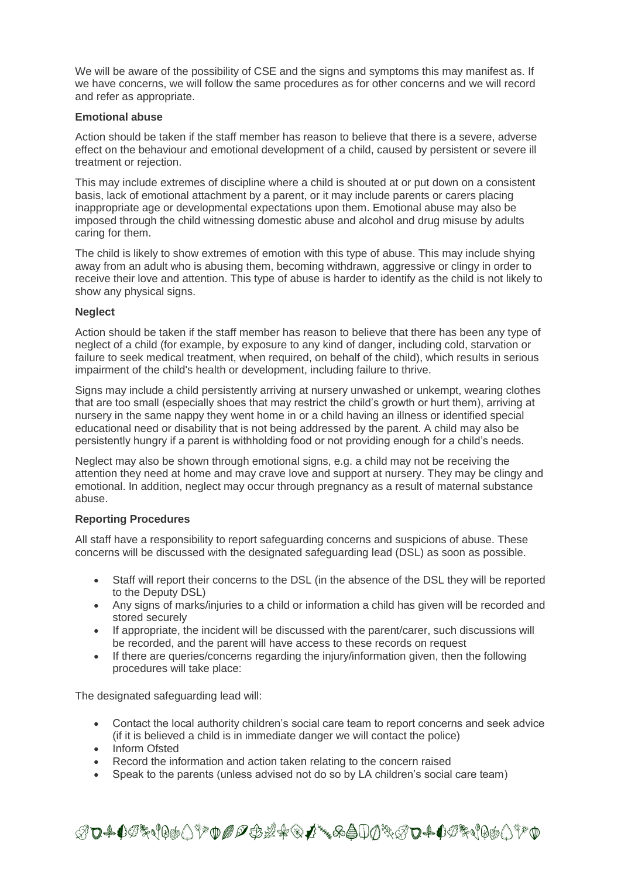We will be aware of the possibility of CSE and the signs and symptoms this may manifest as. If we have concerns, we will follow the same procedures as for other concerns and we will record and refer as appropriate.

**Emotional abuse**

Action should be taken if the staff member has reason to believe that there is a severe, adverse effect on the behaviour and emotional development of a child, caused by persistent or severe ill treatment or rejection.

This may include extremes of discipline where a child is shouted at or put down on a consistent basis, lack of emotional attachment by a parent, or it may include parents or carers placing inappropriate age or developmental expectations upon them. Emotional abuse may also be imposed through the child witnessing domestic abuse and alcohol and drug misuse by adults caring for them.

The child is likely to show extremes of emotion with this type of abuse. This may include shying away from an adult who is abusing them, becoming withdrawn, aggressive or clingy in order to receive their love and attention. This type of abuse is harder to identify as the child is not likely to show any physical signs.

**Neglect**

Action should be taken if the staff member has reason to believe that there has been any type of neglect of a child (for example, by exposure to any kind of danger, including cold, starvation or failure to seek medical treatment, when required, on behalf of the child), which results in serious impairment of the child's health or development, including failure to thrive.

Signs may include a child persistently arriving at nursery unwashed or unkempt, wearing clothes that are too small (especially shoes that may restrict the child's growth or hurt them), arriving at nursery in the same nappy they went home in or a child having an illness or identified special educational need or disability that is not being addressed by the parent. A child may also be persistently hungry if a parent is withholding food or not providing enough for a child's needs.

Neglect may also be shown through emotional signs, e.g. a child may not be receiving the attention they need at home and may crave love and support at nursery. They may be clingy and emotional. In addition, neglect may occur through pregnancy as a result of maternal substance abuse.

**Reporting Procedures**

All staff have a responsibility to report safeguarding concerns and suspicions of abuse. These concerns will be discussed with the designated safeguarding lead (DSL) as soon as possible.

- Staff will report their concerns to the DSL (in the absence of the DSL they will be reported to the Deputy DSL)
- Any signs of marks/injuries to a child or information a child has given will be recorded and stored securely
- If appropriate, the incident will be discussed with the parent/carer, such discussions will be recorded, and the parent will have access to these records on request
- If there are queries/concerns regarding the injury/information given, then the following procedures will take place:

The designated safeguarding lead will:

- Contact the local authority children's social care team to report concerns and seek advice (if it is believed a child is in immediate danger we will contact the police)
- Inform Ofsted
- Record the information and action taken relating to the concern raised
- Speak to the parents (unless advised not do so by LA children's social care team)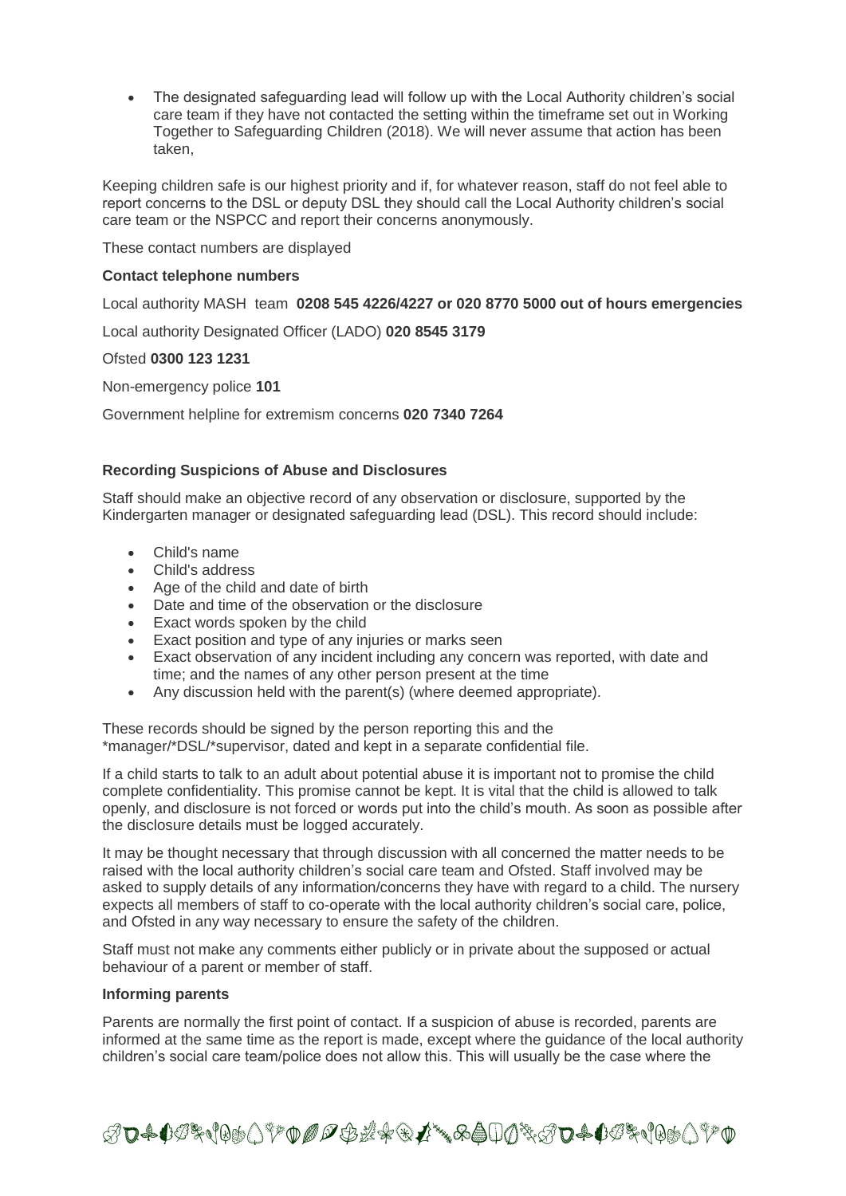- The designated safeguarding lead will follow up with the Local Authority children's social care team if they have not contacted the setting within the timeframe set out in Working Together to Safeguarding Children (2018). We will never assume that action has been taken,

Keeping children safe is our highest priority and if, for whatever reason, staff do not feel able to report concerns to the DSL or deputy DSL they should call the Local Authority children's social care team or the NSPCC and report their concerns anonymously.

These contact numbers are displayed

**Contact telephone numbers**

Local authority MASH team **0208 545 4226/4227 or 020 8770 5000 out of hours emergencies**

Local authority Designated Officer (LADO) **020 8545 3179**

Ofsted **0300 123 1231**

Non-emergency police **101**

Government helpline for extremism concerns **020 7340 7264**

**Recording Suspicions of Abuse and Disclosures**

Staff should make an objective record of any observation or disclosure, supported by the Kindergarten manager or designated safeguarding lead (DSL). This record should include:

- Child's name
- Child's address
- Age of the child and date of birth
- Date and time of the observation or the disclosure
- Exact words spoken by the child
- Exact position and type of any injuries or marks seen
- Exact observation of any incident including any concern was reported, with date and time; and the names of any other person present at the time
- Any discussion held with the parent(s) (where deemed appropriate).

These records should be signed by the person reporting this and the *manager/*DSL/*supervisor, dated and kept in a separate confidential file.

If a child starts to talk to an adult about potential abuse it is important not to promise the child complete confidentiality. This promise cannot be kept. It is vital that the child is allowed to talk openly, and disclosure is not forced or words put into the child's mouth. As soon as possible after the disclosure details must be logged accurately.

It may be thought necessary that through discussion with all concerned the matter needs to be raised with the local authority children's social care team and Ofsted. Staff involved may be asked to supply details of any information/concerns they have with regard to a child. The nursery expects all members of staff to co-operate with the local authority children's social care, police, and Ofsted in any way necessary to ensure the safety of the children.

Staff must not make any comments either publicly or in private about the supposed or actual behaviour of a parent or member of staff.

**Informing parents**

Parents are normally the first point of contact. If a suspicion of abuse is recorded, parents are informed at the same time as the report is made, except where the guidance of the local authority children's social care team/police does not allow this. This will usually be the case where the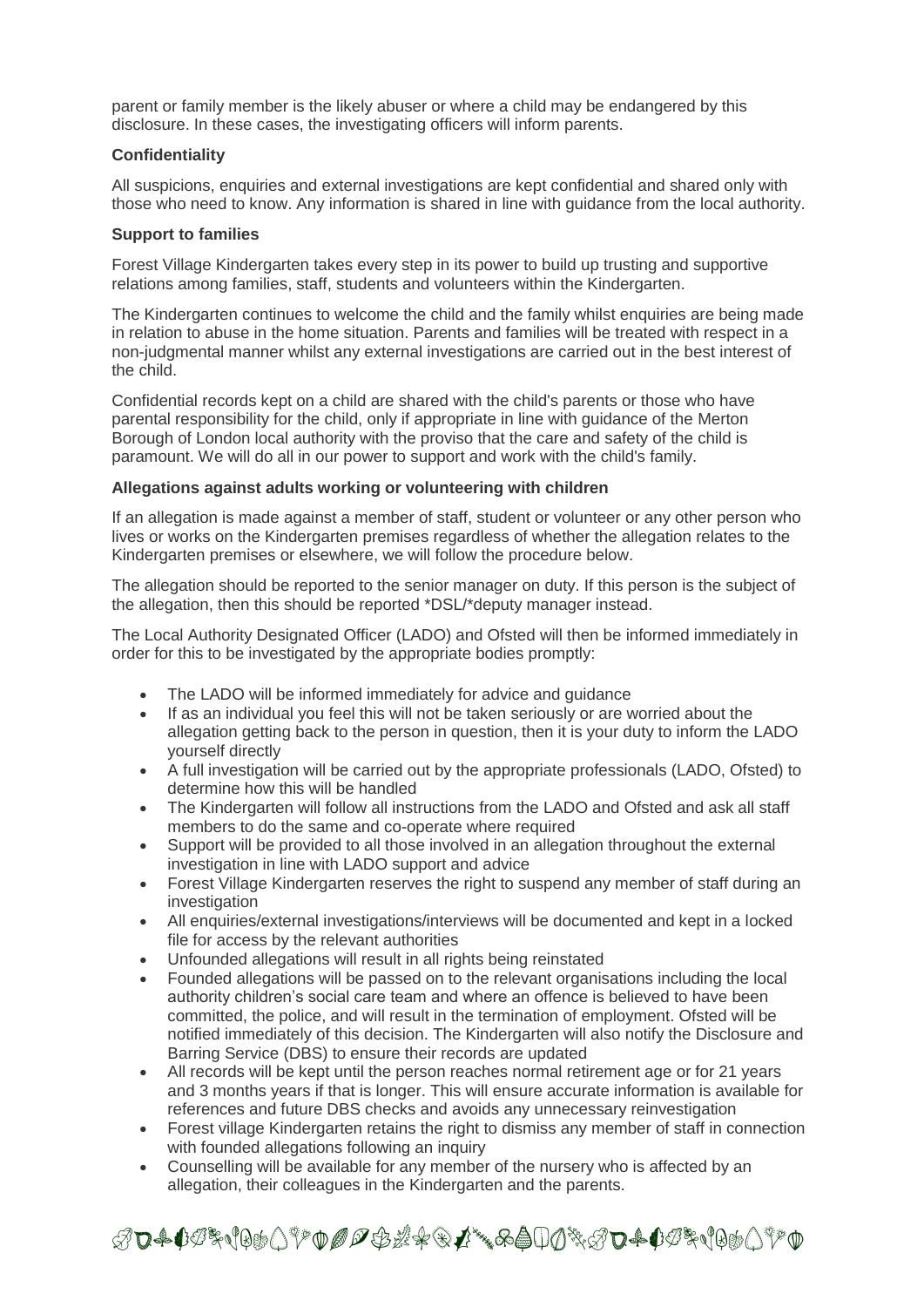parent or family member is the likely abuser or where a child may be endangered by this disclosure. In these cases, the investigating officers will inform parents.

**Confidentiality**

All suspicions, enquiries and external investigations are kept confidential and shared only with those who need to know. Any information is shared in line with guidance from the local authority.

**Support to families**

Forest Village Kindergarten takes every step in its power to build up trusting and supportive relations among families, staff, students and volunteers within the Kindergarten.

The Kindergarten continues to welcome the child and the family whilst enquiries are being made in relation to abuse in the home situation. Parents and families will be treated with respect in a non-judgmental manner whilst any external investigations are carried out in the best interest of the child.

Confidential records kept on a child are shared with the child's parents or those who have parental responsibility for the child, only if appropriate in line with guidance of the Merton Borough of London local authority with the proviso that the care and safety of the child is paramount. We will do all in our power to support and work with the child's family.

**Allegations against adults working or volunteering with children**

If an allegation is made against a member of staff, student or volunteer or any other person who lives or works on the Kindergarten premises regardless of whether the allegation relates to the Kindergarten premises or elsewhere, we will follow the procedure below.

The allegation should be reported to the senior manager on duty. If this person is the subject of the allegation, then this should be reported *DSL/*deputy manager instead.

The Local Authority Designated Officer (LADO) and Ofsted will then be informed immediately in order for this to be investigated by the appropriate bodies promptly:

- The LADO will be informed immediately for advice and guidance
- If as an individual you feel this will not be taken seriously or are worried about the allegation getting back to the person in question, then it is your duty to inform the LADO yourself directly
- A full investigation will be carried out by the appropriate professionals (LADO, Ofsted) to determine how this will be handled
- The Kindergarten will follow all instructions from the LADO and Ofsted and ask all staff members to do the same and co-operate where required
- Support will be provided to all those involved in an allegation throughout the external investigation in line with LADO support and advice
- Forest Village Kindergarten reserves the right to suspend any member of staff during an investigation
- All enquiries/external investigations/interviews will be documented and kept in a locked file for access by the relevant authorities
- Unfounded allegations will result in all rights being reinstated
- Founded allegations will be passed on to the relevant organisations including the local authority children's social care team and where an offence is believed to have been committed, the police, and will result in the termination of employment. Ofsted will be notified immediately of this decision. The Kindergarten will also notify the Disclosure and Barring Service (DBS) to ensure their records are updated
- All records will be kept until the person reaches normal retirement age or for 21 years and 3 months years if that is longer. This will ensure accurate information is available for references and future DBS checks and avoids any unnecessary reinvestigation
- Forest village Kindergarten retains the right to dismiss any member of staff in connection with founded allegations following an inquiry
- Counselling will be available for any member of the nursery who is affected by an allegation, their colleagues in the Kindergarten and the parents.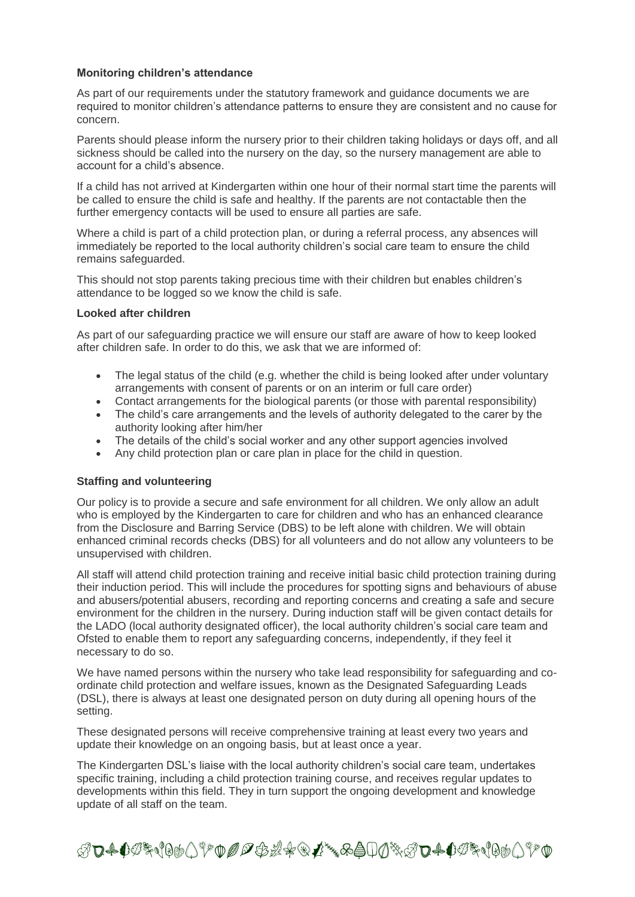**Monitoring children's attendance**

As part of our requirements under the statutory framework and guidance documents we are required to monitor children's attendance patterns to ensure they are consistent and no cause for concern.

Parents should please inform the nursery prior to their children taking holidays or days off, and all sickness should be called into the nursery on the day, so the nursery management are able to account for a child's absence.

If a child has not arrived at Kindergarten within one hour of their normal start time the parents will be called to ensure the child is safe and healthy. If the parents are not contactable then the further emergency contacts will be used to ensure all parties are safe.

Where a child is part of a child protection plan, or during a referral process, any absences will immediately be reported to the local authority children's social care team to ensure the child remains safeguarded.

This should not stop parents taking precious time with their children but enables children's attendance to be logged so we know the child is safe.

**Looked after children**

As part of our safeguarding practice we will ensure our staff are aware of how to keep looked after children safe. In order to do this, we ask that we are informed of:

- The legal status of the child (e.g. whether the child is being looked after under voluntary arrangements with consent of parents or on an interim or full care order)
- Contact arrangements for the biological parents (or those with parental responsibility)
- The child's care arrangements and the levels of authority delegated to the carer by the authority looking after him/her
- The details of the child's social worker and any other support agencies involved
- Any child protection plan or care plan in place for the child in question.

**Staffing and volunteering**

Our policy is to provide a secure and safe environment for all children. We only allow an adult who is employed by the Kindergarten to care for children and who has an enhanced clearance from the Disclosure and Barring Service (DBS) to be left alone with children. We will obtain enhanced criminal records checks (DBS) for all volunteers and do not allow any volunteers to be unsupervised with children.

All staff will attend child protection training and receive initial basic child protection training during their induction period. This will include the procedures for spotting signs and behaviours of abuse and abusers/potential abusers, recording and reporting concerns and creating a safe and secure environment for the children in the nursery. During induction staff will be given contact details for the LADO (local authority designated officer), the local authority children's social care team and Ofsted to enable them to report any safeguarding concerns, independently, if they feel it necessary to do so.

We have named persons within the nursery who take lead responsibility for safeguarding and co-ordinate child protection and welfare issues, known as the Designated Safeguarding Leads (DSL), there is always at least one designated person on duty during all opening hours of the setting.

These designated persons will receive comprehensive training at least every two years and update their knowledge on an ongoing basis, but at least once a year.

The Kindergarten DSL's liaise with the local authority children's social care team, undertakes specific training, including a child protection training course, and receives regular updates to developments within this field. They in turn support the ongoing development and knowledge update of all staff on the team.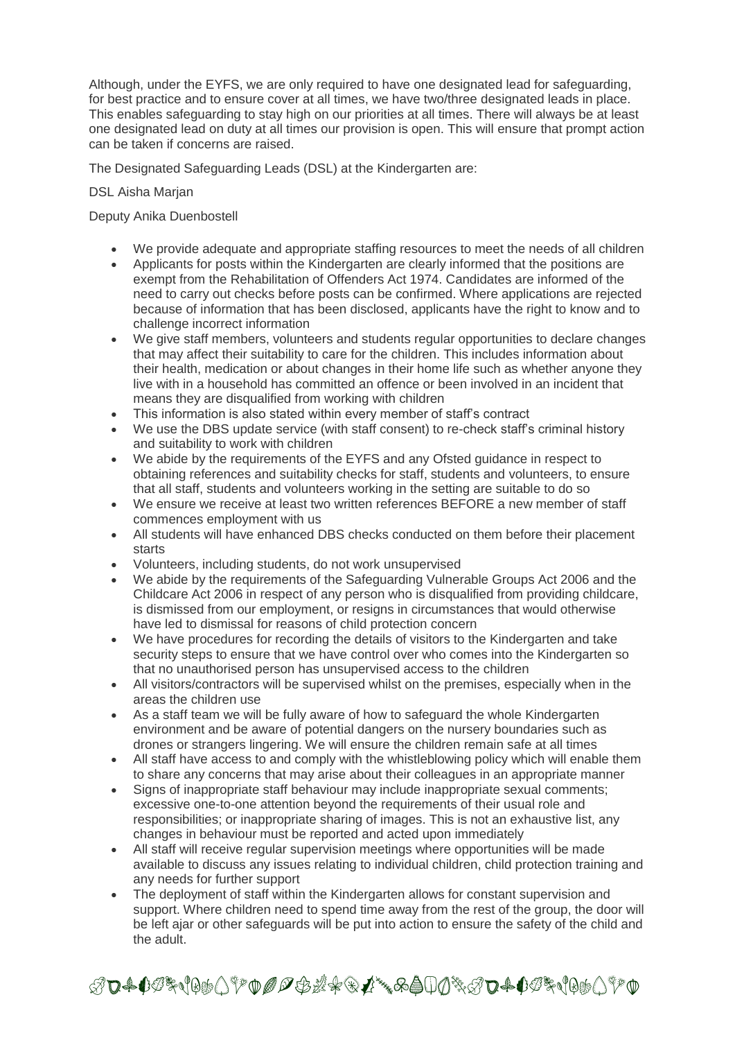Although, under the EYFS, we are only required to have one designated lead for safeguarding, for best practice and to ensure cover at all times, we have two/three designated leads in place. This enables safeguarding to stay high on our priorities at all times. There will always be at least one designated lead on duty at all times our provision is open. This will ensure that prompt action can be taken if concerns are raised.

The Designated Safeguarding Leads (DSL) at the Kindergarten are:

DSL Aisha Marjan

Deputy Anika Duenbostell

- We provide adequate and appropriate staffing resources to meet the needs of all children
- Applicants for posts within the Kindergarten are clearly informed that the positions are exempt from the Rehabilitation of Offenders Act 1974. Candidates are informed of the need to carry out checks before posts can be confirmed. Where applications are rejected because of information that has been disclosed, applicants have the right to know and to challenge incorrect information
- We give staff members, volunteers and students regular opportunities to declare changes that may affect their suitability to care for the children. This includes information about their health, medication or about changes in their home life such as whether anyone they live with in a household has committed an offence or been involved in an incident that means they are disqualified from working with children
- This information is also stated within every member of staff's contract
- We use the DBS update service (with staff consent) to re-check staff's criminal history and suitability to work with children
- We abide by the requirements of the EYFS and any Ofsted guidance in respect to obtaining references and suitability checks for staff, students and volunteers, to ensure that all staff, students and volunteers working in the setting are suitable to do so
- We ensure we receive at least two written references BEFORE a new member of staff commences employment with us
- All students will have enhanced DBS checks conducted on them before their placement starts
- Volunteers, including students, do not work unsupervised
- We abide by the requirements of the Safeguarding Vulnerable Groups Act 2006 and the Childcare Act 2006 in respect of any person who is disqualified from providing childcare, is dismissed from our employment, or resigns in circumstances that would otherwise have led to dismissal for reasons of child protection concern
- We have procedures for recording the details of visitors to the Kindergarten and take security steps to ensure that we have control over who comes into the Kindergarten so that no unauthorised person has unsupervised access to the children
- All visitors/contractors will be supervised whilst on the premises, especially when in the areas the children use
- As a staff team we will be fully aware of how to safeguard the whole Kindergarten environment and be aware of potential dangers on the nursery boundaries such as drones or strangers lingering. We will ensure the children remain safe at all times
- All staff have access to and comply with the whistleblowing policy which will enable them to share any concerns that may arise about their colleagues in an appropriate manner
- Signs of inappropriate staff behaviour may include inappropriate sexual comments; excessive one-to-one attention beyond the requirements of their usual role and responsibilities; or inappropriate sharing of images. This is not an exhaustive list, any changes in behaviour must be reported and acted upon immediately
- All staff will receive regular supervision meetings where opportunities will be made available to discuss any issues relating to individual children, child protection training and any needs for further support
- The deployment of staff within the Kindergarten allows for constant supervision and support. Where children need to spend time away from the rest of the group, the door will be left ajar or other safeguards will be put into action to ensure the safety of the child and the adult.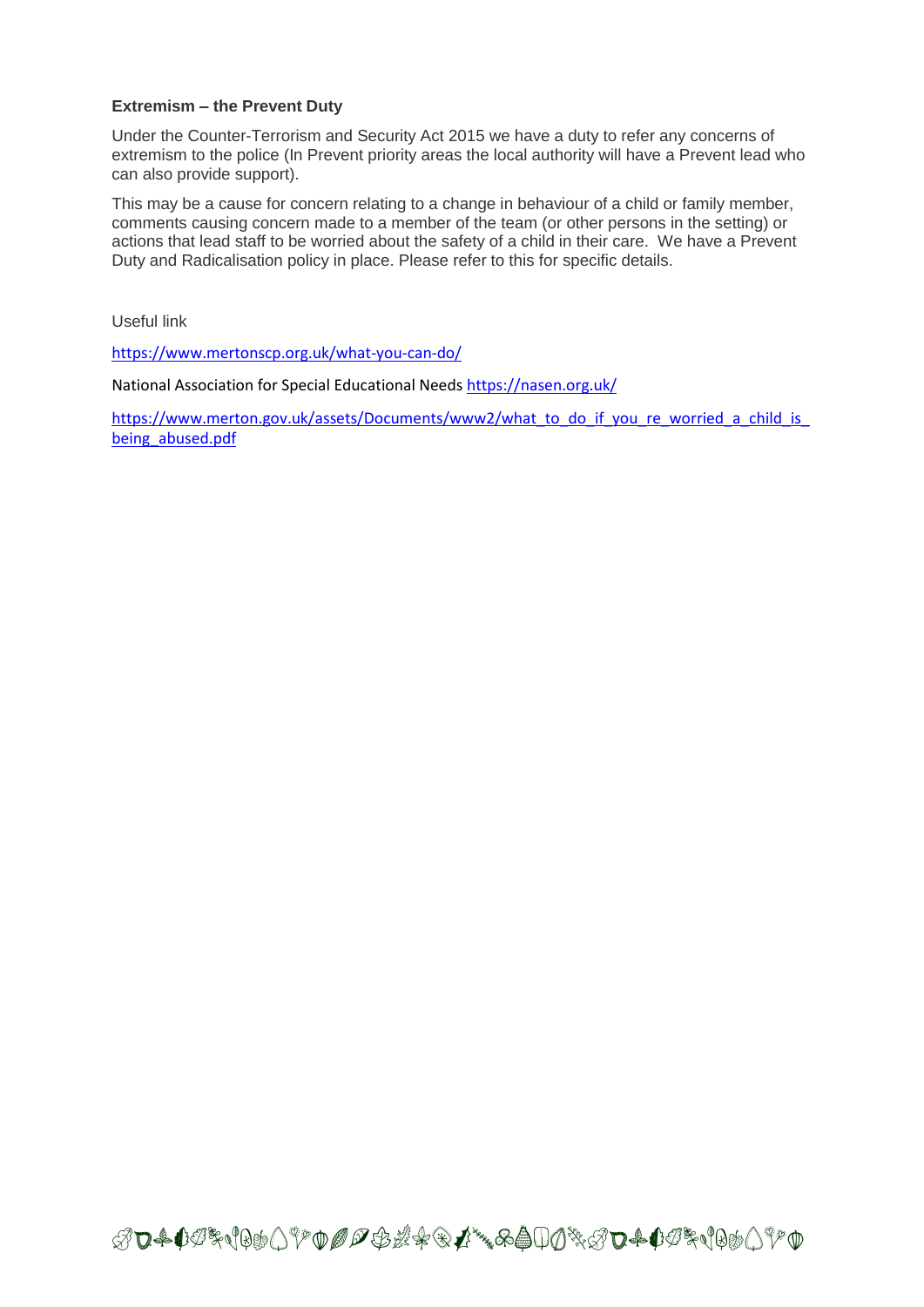**Extremism – the Prevent Duty**

Under the Counter-Terrorism and Security Act 2015 we have a duty to refer any concerns of extremism to the police (In Prevent priority areas the local authority will have a Prevent lead who can also provide support).

This may be a cause for concern relating to a change in behaviour of a child or family member, comments causing concern made to a member of the team (or other persons in the setting) or actions that lead staff to be worried about the safety of a child in their care. We have a Prevent Duty and Radicalisation policy in place. Please refer to this for specific details.

Useful link

https://www.mertonscp.org.uk/what-you-can-do/

National Association for Special Educational Needs https://nasen.org.uk/

https://www.merton.gov.uk/assets/Documents/www2/what_to_do_if_you_re_worried_a_child_is_being_abused.pdf